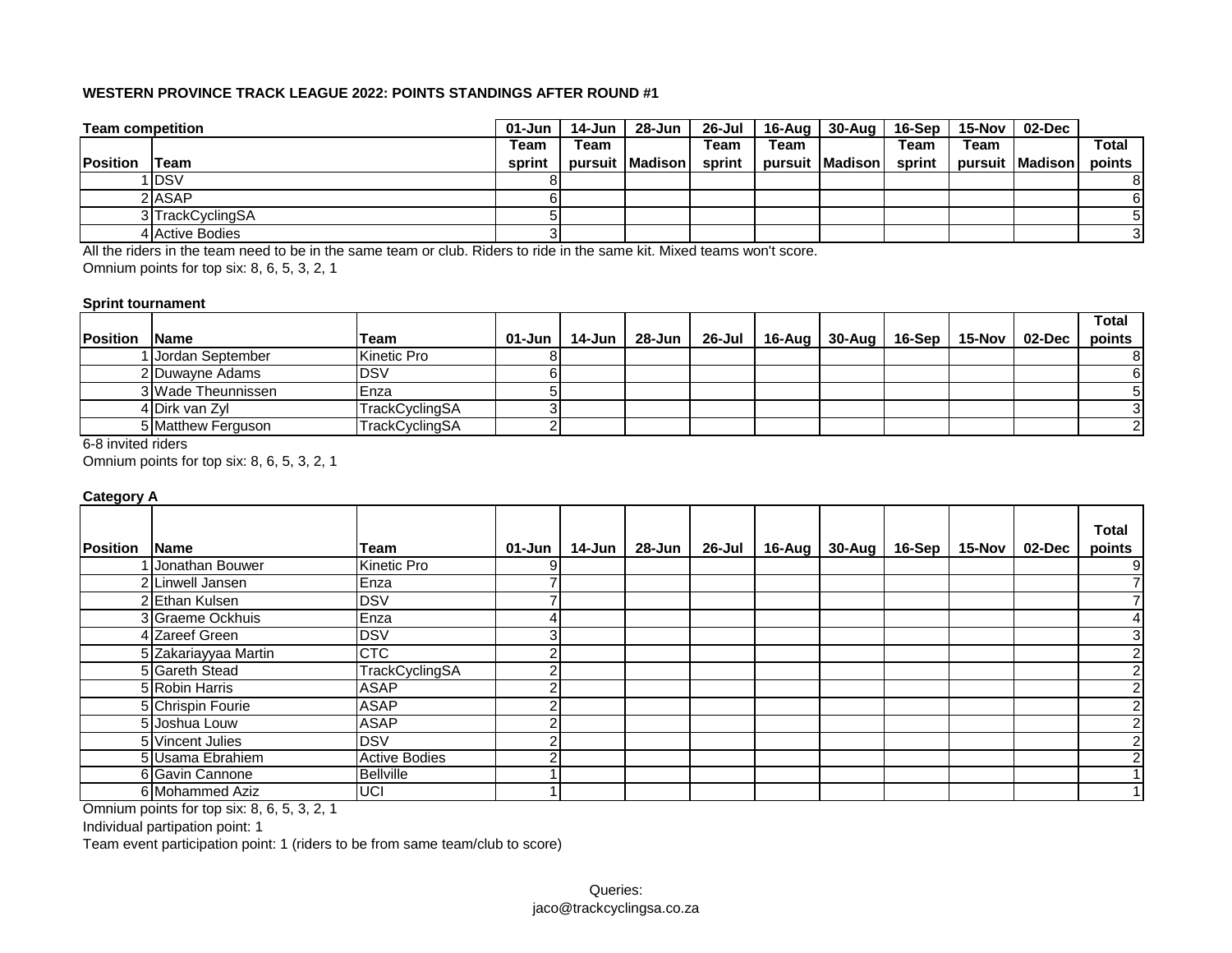**WESTERN PROVINCE TRACK LEAGUE 2022: POINTS STANDINGS AFTER ROUND #1**

**Team competition**

| Position | Team | 01-Jun Team sprint | 14-Jun Team pursuit | 28-Jun Madison | 26-Jul Team sprint | 16-Aug Team pursuit | 30-Aug Madison | 16-Sep Team sprint | 15-Nov Team pursuit | 02-Dec Madison | Total points |
|---|---|---|---|---|---|---|---|---|---|---|---|
| 1 | DSV | 8 | | | | | | | | | 8 |
| 2 | ASAP | 6 | | | | | | | | | 6 |
| 3 | TrackCyclingSA | 5 | | | | | | | | | 5 |
| 4 | Active Bodies | 3 | | | | | | | | | 3 |

All the riders in the team need to be in the same team or club. Riders to ride in the same kit. Mixed teams won't score.

Omnium points for top six: 8, 6, 5, 3, 2, 1

**Sprint tournament**

| Position | Name | Team | 01-Jun | 14-Jun | 28-Jun | 26-Jul | 16-Aug | 30-Aug | 16-Sep | 15-Nov | 02-Dec | Total points |
|---|---|---|---|---|---|---|---|---|---|---|---|---|
| 1 | Jordan September | Kinetic Pro | 8 | | | | | | | | | 8 |
| 2 | Duwayne Adams | DSV | 6 | | | | | | | | | 6 |
| 3 | Wade Theunnissen | Enza | 5 | | | | | | | | | 5 |
| 4 | Dirk van Zyl | TrackCyclingSA | 3 | | | | | | | | | 3 |
| 5 | Matthew Ferguson | TrackCyclingSA | 2 | | | | | | | | | 2 |

6-8 invited riders

Omnium points for top six: 8, 6, 5, 3, 2, 1

**Category A**

| Position | Name | Team | 01-Jun | 14-Jun | 28-Jun | 26-Jul | 16-Aug | 30-Aug | 16-Sep | 15-Nov | 02-Dec | Total points |
|---|---|---|---|---|---|---|---|---|---|---|---|---|
| 1 | Jonathan Bouwer | Kinetic Pro | 9 | | | | | | | | | 9 |
| 2 | Linwell Jansen | Enza | 7 | | | | | | | | | 7 |
| 2 | Ethan Kulsen | DSV | 7 | | | | | | | | | 7 |
| 3 | Graeme Ockhuis | Enza | 4 | | | | | | | | | 4 |
| 4 | Zareef Green | DSV | 3 | | | | | | | | | 3 |
| 5 | Zakariayyaa Martin | CTC | 2 | | | | | | | | | 2 |
| 5 | Gareth Stead | TrackCyclingSA | 2 | | | | | | | | | 2 |
| 5 | Robin Harris | ASAP | 2 | | | | | | | | | 2 |
| 5 | Chrispin Fourie | ASAP | 2 | | | | | | | | | 2 |
| 5 | Joshua Louw | ASAP | 2 | | | | | | | | | 2 |
| 5 | Vincent Julies | DSV | 2 | | | | | | | | | 2 |
| 5 | Usama Ebrahiem | Active Bodies | 2 | | | | | | | | | 2 |
| 6 | Gavin Cannone | Bellville | 1 | | | | | | | | | 1 |
| 6 | Mohammed Aziz | UCI | 1 | | | | | | | | | 1 |

Omnium points for top six: 8, 6, 5, 3, 2, 1

Individual partipation point: 1

Team event participation point: 1 (riders to be from same team/club to score)

Queries:
jaco@trackcyclingsa.co.za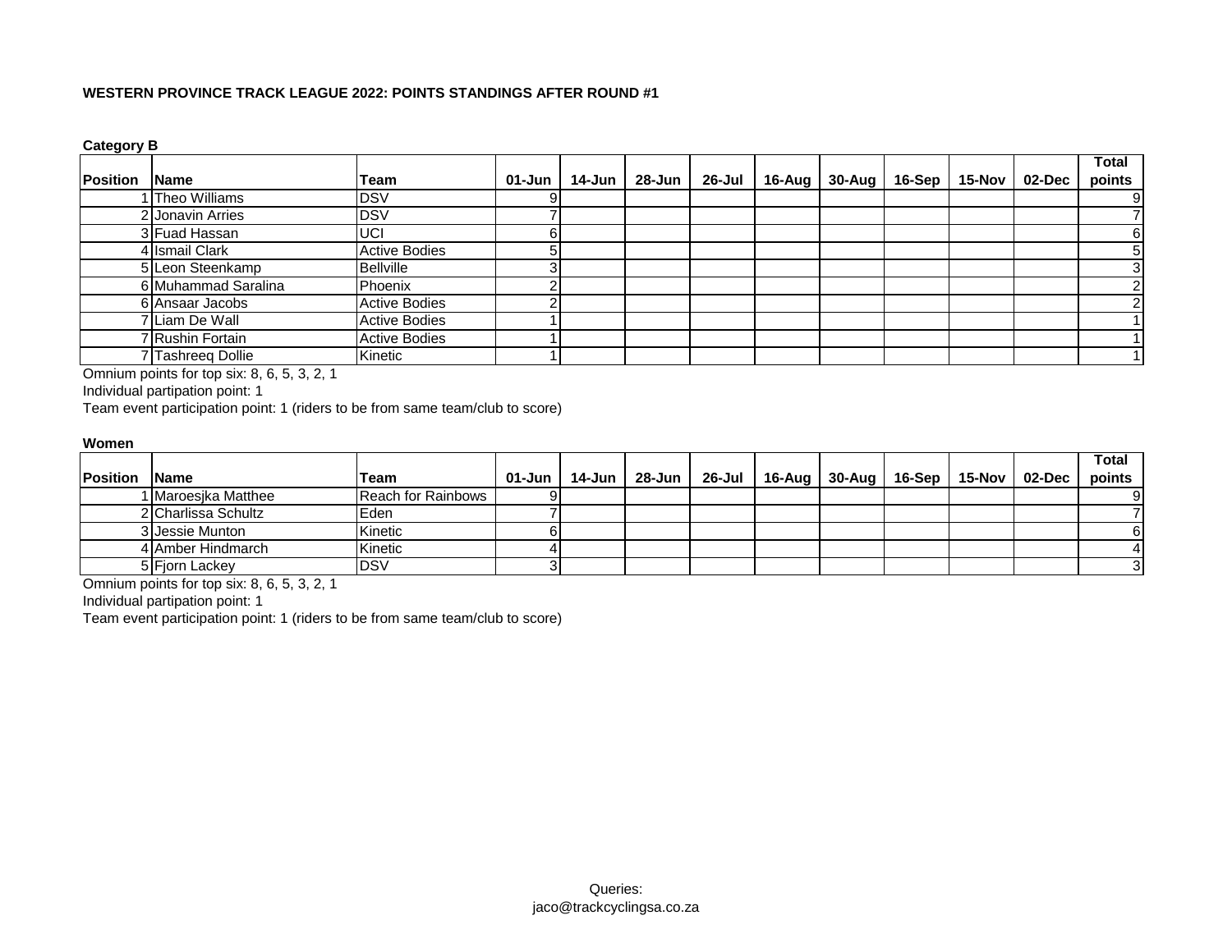**WESTERN PROVINCE TRACK LEAGUE 2022: POINTS STANDINGS AFTER ROUND #1**

**Category B**

| Position | Name | Team | 01-Jun | 14-Jun | 28-Jun | 26-Jul | 16-Aug | 30-Aug | 16-Sep | 15-Nov | 02-Dec | Total points |
|---|---|---|---|---|---|---|---|---|---|---|---|---|
| 1 | Theo Williams | DSV | 9 | | | | | | | | | 9 |
| 2 | Jonavin Arries | DSV | 7 | | | | | | | | | 7 |
| 3 | Fuad Hassan | UCI | 6 | | | | | | | | | 6 |
| 4 | Ismail Clark | Active Bodies | 5 | | | | | | | | | 5 |
| 5 | Leon Steenkamp | Bellville | 3 | | | | | | | | | 3 |
| 6 | Muhammad Saralina | Phoenix | 2 | | | | | | | | | 2 |
| 6 | Ansaar Jacobs | Active Bodies | 2 | | | | | | | | | 2 |
| 7 | Liam De Wall | Active Bodies | 1 | | | | | | | | | 1 |
| 7 | Rushin Fortain | Active Bodies | 1 | | | | | | | | | 1 |
| 7 | Tashreeq Dollie | Kinetic | 1 | | | | | | | | | 1 |

Omnium points for top six: 8, 6, 5, 3, 2, 1
Individual partipation point: 1
Team event participation point: 1 (riders to be from same team/club to score)

**Women**

| Position | Name | Team | 01-Jun | 14-Jun | 28-Jun | 26-Jul | 16-Aug | 30-Aug | 16-Sep | 15-Nov | 02-Dec | Total points |
|---|---|---|---|---|---|---|---|---|---|---|---|---|
| 1 | Maroesjka Matthee | Reach for Rainbows | 9 | | | | | | | | | 9 |
| 2 | Charlissa Schultz | Eden | 7 | | | | | | | | | 7 |
| 3 | Jessie Munton | Kinetic | 6 | | | | | | | | | 6 |
| 4 | Amber Hindmarch | Kinetic | 4 | | | | | | | | | 4 |
| 5 | Fjorn Lackey | DSV | 3 | | | | | | | | | 3 |

Omnium points for top six: 8, 6, 5, 3, 2, 1
Individual partipation point: 1
Team event participation point: 1 (riders to be from same team/club to score)

Queries:
jaco@trackcyclingsa.co.za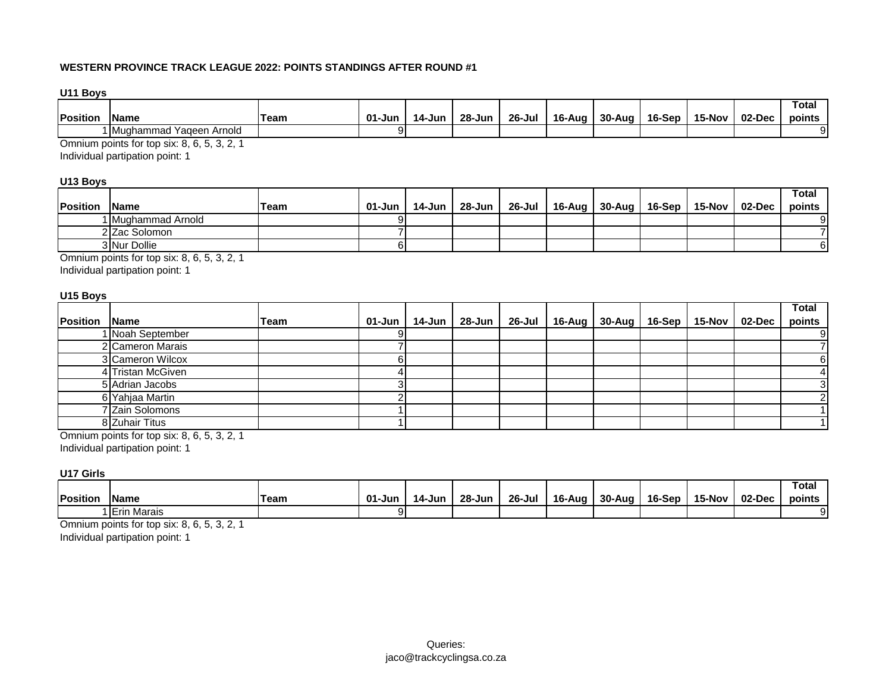**WESTERN PROVINCE TRACK LEAGUE 2022: POINTS STANDINGS AFTER ROUND #1**

**U11 Boys**

| Position | Name | Team | 01-Jun | 14-Jun | 28-Jun | 26-Jul | 16-Aug | 30-Aug | 16-Sep | 15-Nov | 02-Dec | Total points |
|---|---|---|---|---|---|---|---|---|---|---|---|---|
| 1 | Mughammad Yaqeen Arnold | | 9 | | | | | | | | | 9 |

Omnium points for top six: 8, 6, 5, 3, 2, 1
Individual partipation point: 1

**U13 Boys**

| Position | Name | Team | 01-Jun | 14-Jun | 28-Jun | 26-Jul | 16-Aug | 30-Aug | 16-Sep | 15-Nov | 02-Dec | Total points |
|---|---|---|---|---|---|---|---|---|---|---|---|---|
| 1 | Mughammad Arnold | | 9 | | | | | | | | | 9 |
| 2 | Zac Solomon | | 7 | | | | | | | | | 7 |
| 3 | Nur Dollie | | 6 | | | | | | | | | 6 |

Omnium points for top six: 8, 6, 5, 3, 2, 1
Individual partipation point: 1

**U15 Boys**

| Position | Name | Team | 01-Jun | 14-Jun | 28-Jun | 26-Jul | 16-Aug | 30-Aug | 16-Sep | 15-Nov | 02-Dec | Total points |
|---|---|---|---|---|---|---|---|---|---|---|---|---|
| 1 | Noah September | | 9 | | | | | | | | | 9 |
| 2 | Cameron Marais | | 7 | | | | | | | | | 7 |
| 3 | Cameron Wilcox | | 6 | | | | | | | | | 6 |
| 4 | Tristan McGiven | | 4 | | | | | | | | | 4 |
| 5 | Adrian Jacobs | | 3 | | | | | | | | | 3 |
| 6 | Yahjaa Martin | | 2 | | | | | | | | | 2 |
| 7 | Zain Solomons | | 1 | | | | | | | | | 1 |
| 8 | Zuhair Titus | | 1 | | | | | | | | | 1 |

Omnium points for top six: 8, 6, 5, 3, 2, 1
Individual partipation point: 1

**U17 Girls**

| Position | Name | Team | 01-Jun | 14-Jun | 28-Jun | 26-Jul | 16-Aug | 30-Aug | 16-Sep | 15-Nov | 02-Dec | Total points |
|---|---|---|---|---|---|---|---|---|---|---|---|---|
| 1 | Erin Marais | | 9 | | | | | | | | | 9 |

Omnium points for top six: 8, 6, 5, 3, 2, 1
Individual partipation point: 1

Queries:
jaco@trackcyclingsa.co.za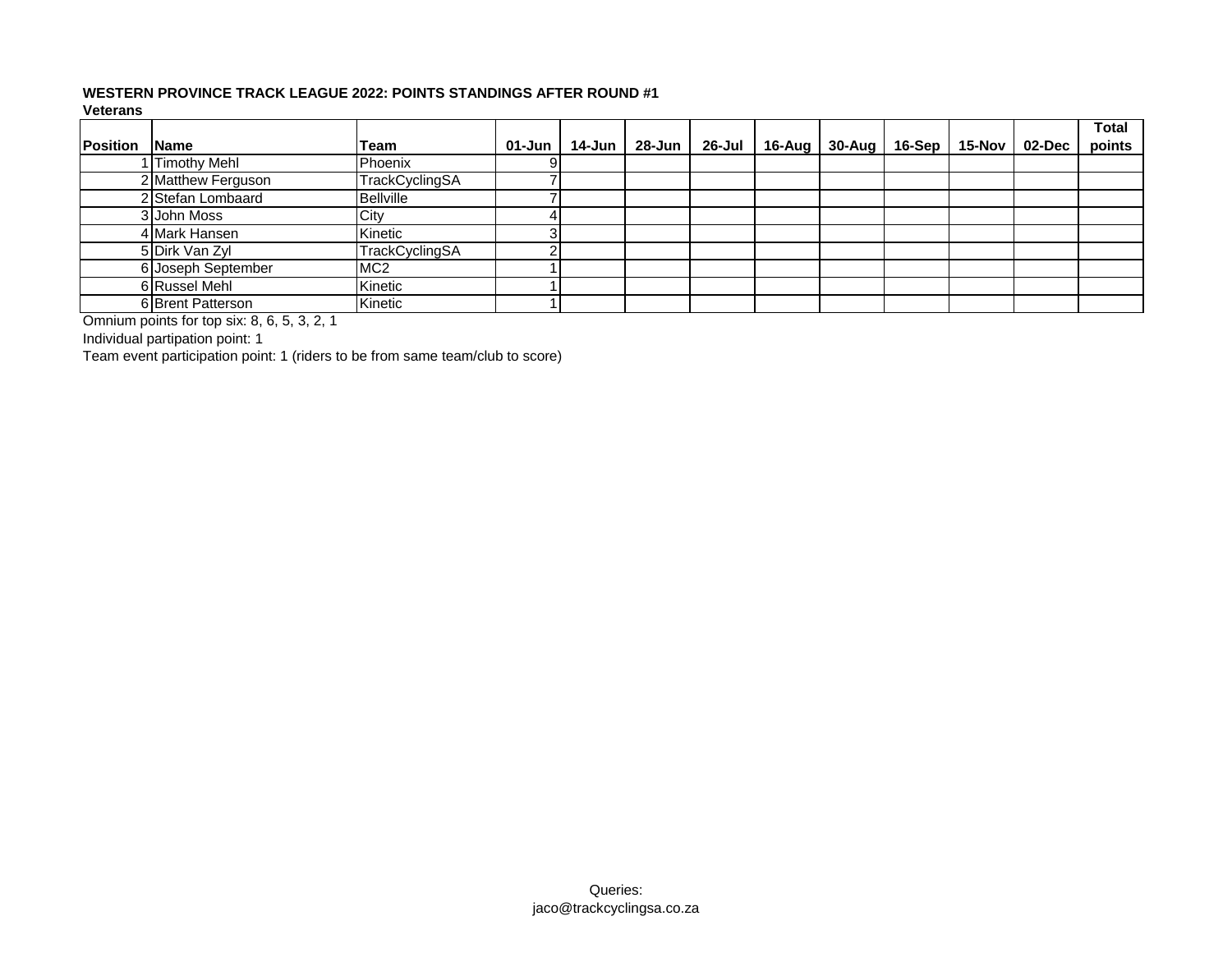**WESTERN PROVINCE TRACK LEAGUE 2022: POINTS STANDINGS AFTER ROUND #1**

**Veterans**

| Position | Name | Team | 01-Jun | 14-Jun | 28-Jun | 26-Jul | 16-Aug | 30-Aug | 16-Sep | 15-Nov | 02-Dec | Total points |
|---|---|---|---|---|---|---|---|---|---|---|---|---|
| 1 | Timothy Mehl | Phoenix | 9 | | | | | | | | | |
| 2 | Matthew Ferguson | TrackCyclingSA | 7 | | | | | | | | | |
| 2 | Stefan Lombaard | Bellville | 7 | | | | | | | | | |
| 3 | John Moss | City | 4 | | | | | | | | | |
| 4 | Mark Hansen | Kinetic | 3 | | | | | | | | | |
| 5 | Dirk Van Zyl | TrackCyclingSA | 2 | | | | | | | | | |
| 6 | Joseph September | MC2 | 1 | | | | | | | | | |
| 6 | Russel Mehl | Kinetic | 1 | | | | | | | | | |
| 6 | Brent Patterson | Kinetic | 1 | | | | | | | | | |

Omnium points for top six: 8, 6, 5, 3, 2, 1

Individual partipation point: 1

Team event participation point: 1 (riders to be from same team/club to score)

Queries:
jaco@trackcyclingsa.co.za